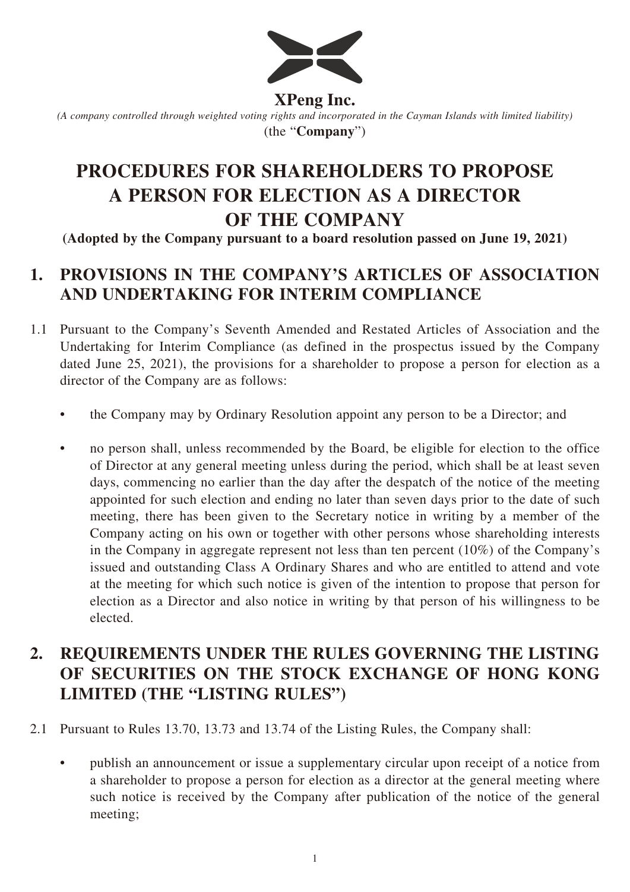**XPeng Inc.**

*(A company controlled through weighted voting rights and incorporated in the Cayman Islands with limited liability)*

(the "**Company**")

# PROCEDURES FOR SHAREHOLDERS TO PROPOSE A PERSON FOR ELECTION AS A DIRECTOR OF THE COMPANY

**(Adopted by the Company pursuant to a board resolution passed on June 19, 2021)**

## 1. PROVISIONS IN THE COMPANY'S ARTICLES OF ASSOCIATION AND UNDERTAKING FOR INTERIM COMPLIANCE

1.1 Pursuant to the Company's Seventh Amended and Restated Articles of Association and the Undertaking for Interim Compliance (as defined in the prospectus issued by the Company dated June 25, 2021), the provisions for a shareholder to propose a person for election as a director of the Company are as follows:

- the Company may by Ordinary Resolution appoint any person to be a Director; and
- no person shall, unless recommended by the Board, be eligible for election to the office of Director at any general meeting unless during the period, which shall be at least seven days, commencing no earlier than the day after the despatch of the notice of the meeting appointed for such election and ending no later than seven days prior to the date of such meeting, there has been given to the Secretary notice in writing by a member of the Company acting on his own or together with other persons whose shareholding interests in the Company in aggregate represent not less than ten percent (10%) of the Company's issued and outstanding Class A Ordinary Shares and who are entitled to attend and vote at the meeting for which such notice is given of the intention to propose that person for election as a Director and also notice in writing by that person of his willingness to be elected.

## 2. REQUIREMENTS UNDER THE RULES GOVERNING THE LISTING OF SECURITIES ON THE STOCK EXCHANGE OF HONG KONG LIMITED (THE "LISTING RULES")

2.1 Pursuant to Rules 13.70, 13.73 and 13.74 of the Listing Rules, the Company shall:

- publish an announcement or issue a supplementary circular upon receipt of a notice from a shareholder to propose a person for election as a director at the general meeting where such notice is received by the Company after publication of the notice of the general meeting;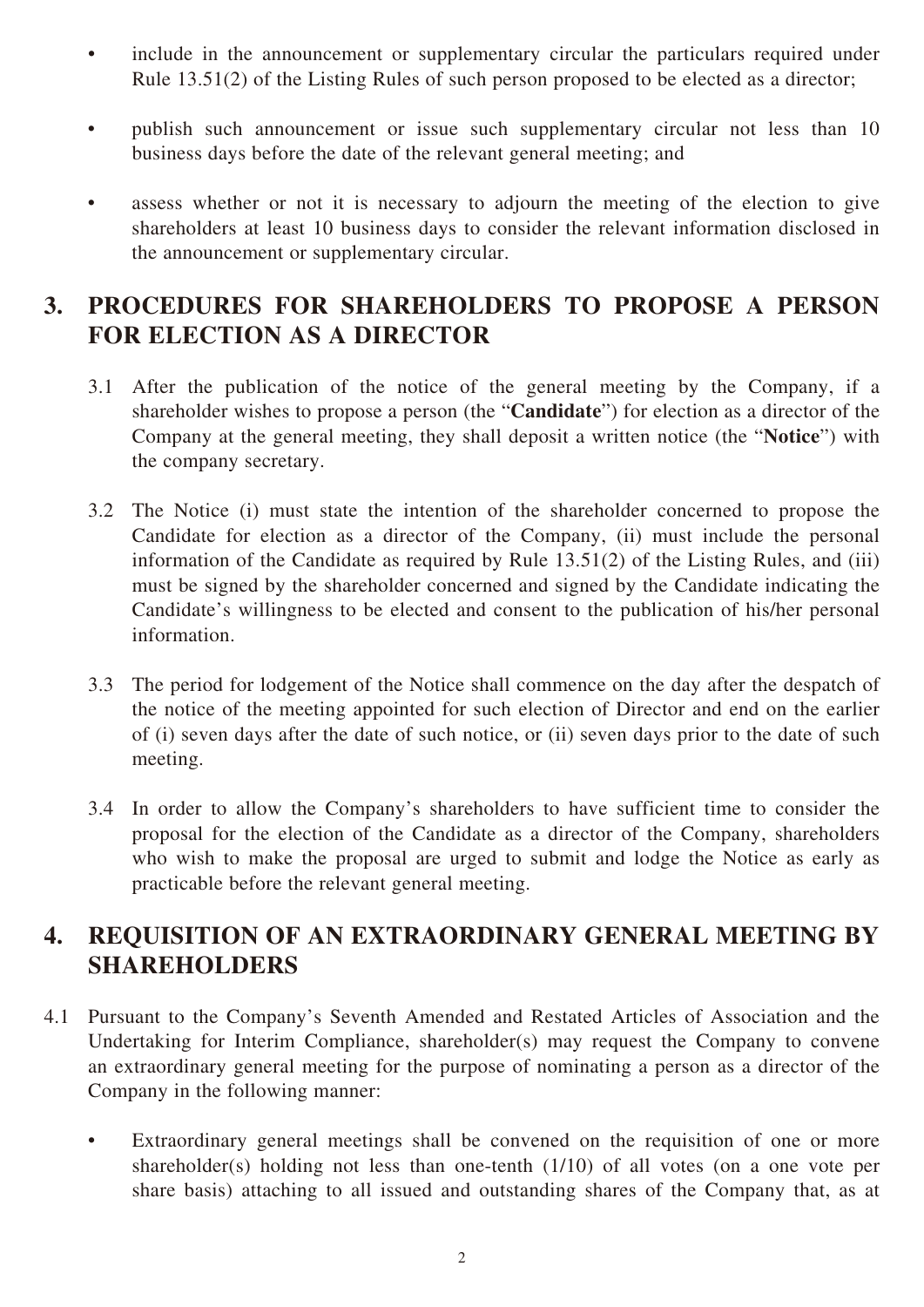- include in the announcement or supplementary circular the particulars required under Rule 13.51(2) of the Listing Rules of such person proposed to be elected as a director;
- publish such announcement or issue such supplementary circular not less than 10 business days before the date of the relevant general meeting; and
- assess whether or not it is necessary to adjourn the meeting of the election to give shareholders at least 10 business days to consider the relevant information disclosed in the announcement or supplementary circular.

## 3. PROCEDURES FOR SHAREHOLDERS TO PROPOSE A PERSON FOR ELECTION AS A DIRECTOR

3.1 After the publication of the notice of the general meeting by the Company, if a shareholder wishes to propose a person (the "**Candidate**") for election as a director of the Company at the general meeting, they shall deposit a written notice (the "**Notice**") with the company secretary.

3.2 The Notice (i) must state the intention of the shareholder concerned to propose the Candidate for election as a director of the Company, (ii) must include the personal information of the Candidate as required by Rule 13.51(2) of the Listing Rules, and (iii) must be signed by the shareholder concerned and signed by the Candidate indicating the Candidate's willingness to be elected and consent to the publication of his/her personal information.

3.3 The period for lodgement of the Notice shall commence on the day after the despatch of the notice of the meeting appointed for such election of Director and end on the earlier of (i) seven days after the date of such notice, or (ii) seven days prior to the date of such meeting.

3.4 In order to allow the Company's shareholders to have sufficient time to consider the proposal for the election of the Candidate as a director of the Company, shareholders who wish to make the proposal are urged to submit and lodge the Notice as early as practicable before the relevant general meeting.

## 4. REQUISITION OF AN EXTRAORDINARY GENERAL MEETING BY SHAREHOLDERS

4.1 Pursuant to the Company's Seventh Amended and Restated Articles of Association and the Undertaking for Interim Compliance, shareholder(s) may request the Company to convene an extraordinary general meeting for the purpose of nominating a person as a director of the Company in the following manner:

- Extraordinary general meetings shall be convened on the requisition of one or more shareholder(s) holding not less than one-tenth (1/10) of all votes (on a one vote per share basis) attaching to all issued and outstanding shares of the Company that, as at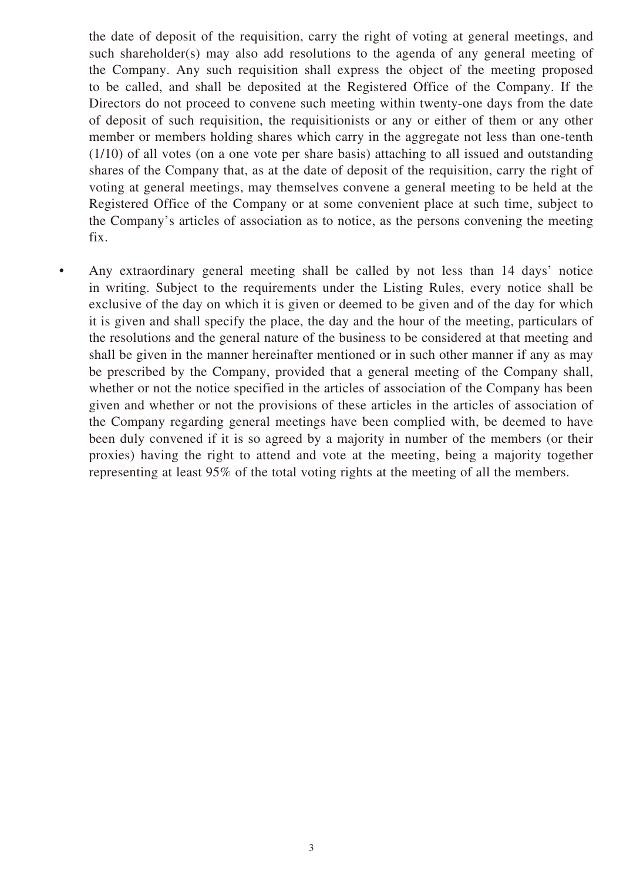the date of deposit of the requisition, carry the right of voting at general meetings, and such shareholder(s) may also add resolutions to the agenda of any general meeting of the Company. Any such requisition shall express the object of the meeting proposed to be called, and shall be deposited at the Registered Office of the Company. If the Directors do not proceed to convene such meeting within twenty-one days from the date of deposit of such requisition, the requisitionists or any or either of them or any other member or members holding shares which carry in the aggregate not less than one-tenth (1/10) of all votes (on a one vote per share basis) attaching to all issued and outstanding shares of the Company that, as at the date of deposit of the requisition, carry the right of voting at general meetings, may themselves convene a general meeting to be held at the Registered Office of the Company or at some convenient place at such time, subject to the Company's articles of association as to notice, as the persons convening the meeting fix.

- Any extraordinary general meeting shall be called by not less than 14 days' notice in writing. Subject to the requirements under the Listing Rules, every notice shall be exclusive of the day on which it is given or deemed to be given and of the day for which it is given and shall specify the place, the day and the hour of the meeting, particulars of the resolutions and the general nature of the business to be considered at that meeting and shall be given in the manner hereinafter mentioned or in such other manner if any as may be prescribed by the Company, provided that a general meeting of the Company shall, whether or not the notice specified in the articles of association of the Company has been given and whether or not the provisions of these articles in the articles of association of the Company regarding general meetings have been complied with, be deemed to have been duly convened if it is so agreed by a majority in number of the members (or their proxies) having the right to attend and vote at the meeting, being a majority together representing at least 95% of the total voting rights at the meeting of all the members.